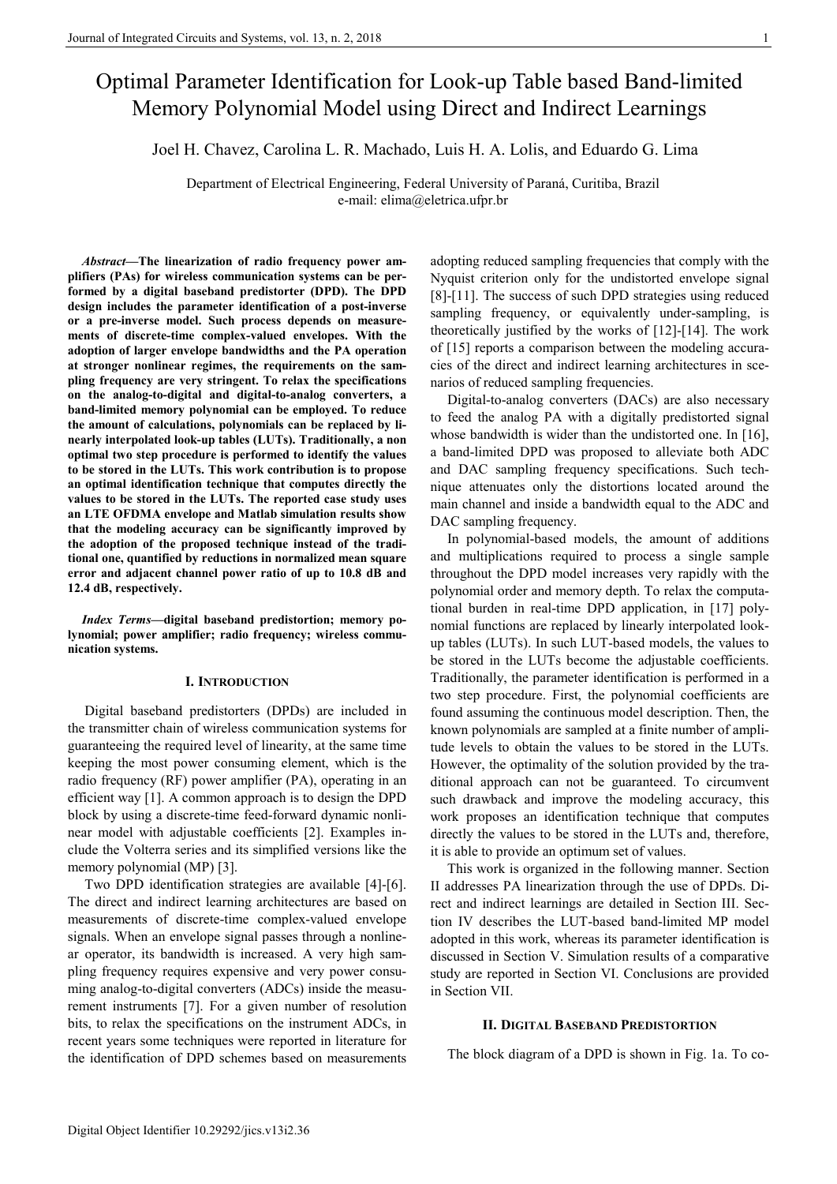# Optimal Parameter Identification for Look-up Table based Band-limited Memory Polynomial Model using Direct and Indirect Learnings

Joel H. Chavez, Carolina L. R. Machado, Luis H. A. Lolis, and Eduardo G. Lima

Department of Electrical Engineering, Federal University of Paraná, Curitiba, Brazil
e-mail: elima@eletrica.ufpr.br

***Abstract*—The linearization of radio frequency power amplifiers (PAs) for wireless communication systems can be performed by a digital baseband predistorter (DPD). The DPD design includes the parameter identification of a post-inverse or a pre-inverse model. Such process depends on measurements of discrete-time complex-valued envelopes. With the adoption of larger envelope bandwidths and the PA operation at stronger nonlinear regimes, the requirements on the sampling frequency are very stringent. To relax the specifications on the analog-to-digital and digital-to-analog converters, a band-limited memory polynomial can be employed. To reduce the amount of calculations, polynomials can be replaced by linearly interpolated look-up tables (LUTs). Traditionally, a non optimal two step procedure is performed to identify the values to be stored in the LUTs. This work contribution is to propose an optimal identification technique that computes directly the values to be stored in the LUTs. The reported case study uses an LTE OFDMA envelope and Matlab simulation results show that the modeling accuracy can be significantly improved by the adoption of the proposed technique instead of the traditional one, quantified by reductions in normalized mean square error and adjacent channel power ratio of up to 10.8 dB and 12.4 dB, respectively.**

***Index Terms*—digital baseband predistortion; memory polynomial; power amplifier; radio frequency; wireless communication systems.**

## I. Introduction

Digital baseband predistorters (DPDs) are included in the transmitter chain of wireless communication systems for guaranteeing the required level of linearity, at the same time keeping the most power consuming element, which is the radio frequency (RF) power amplifier (PA), operating in an efficient way [1]. A common approach is to design the DPD block by using a discrete-time feed-forward dynamic nonlinear model with adjustable coefficients [2]. Examples include the Volterra series and its simplified versions like the memory polynomial (MP) [3].

Two DPD identification strategies are available [4]-[6]. The direct and indirect learning architectures are based on measurements of discrete-time complex-valued envelope signals. When an envelope signal passes through a nonlinear operator, its bandwidth is increased. A very high sampling frequency requires expensive and very power consuming analog-to-digital converters (ADCs) inside the measurement instruments [7]. For a given number of resolution bits, to relax the specifications on the instrument ADCs, in recent years some techniques were reported in literature for the identification of DPD schemes based on measurements adopting reduced sampling frequencies that comply with the Nyquist criterion only for the undistorted envelope signal [8]-[11]. The success of such DPD strategies using reduced sampling frequency, or equivalently under-sampling, is theoretically justified by the works of [12]-[14]. The work of [15] reports a comparison between the modeling accuracies of the direct and indirect learning architectures in scenarios of reduced sampling frequencies.

Digital-to-analog converters (DACs) are also necessary to feed the analog PA with a digitally predistorted signal whose bandwidth is wider than the undistorted one. In [16], a band-limited DPD was proposed to alleviate both ADC and DAC sampling frequency specifications. Such technique attenuates only the distortions located around the main channel and inside a bandwidth equal to the ADC and DAC sampling frequency.

In polynomial-based models, the amount of additions and multiplications required to process a single sample throughout the DPD model increases very rapidly with the polynomial order and memory depth. To relax the computational burden in real-time DPD application, in [17] polynomial functions are replaced by linearly interpolated look-up tables (LUTs). In such LUT-based models, the values to be stored in the LUTs become the adjustable coefficients. Traditionally, the parameter identification is performed in a two step procedure. First, the polynomial coefficients are found assuming the continuous model description. Then, the known polynomials are sampled at a finite number of amplitude levels to obtain the values to be stored in the LUTs. However, the optimality of the solution provided by the traditional approach can not be guaranteed. To circumvent such drawback and improve the modeling accuracy, this work proposes an identification technique that computes directly the values to be stored in the LUTs and, therefore, it is able to provide an optimum set of values.

This work is organized in the following manner. Section II addresses PA linearization through the use of DPDs. Direct and indirect learnings are detailed in Section III. Section IV describes the LUT-based band-limited MP model adopted in this work, whereas its parameter identification is discussed in Section V. Simulation results of a comparative study are reported in Section VI. Conclusions are provided in Section VII.

## II. Digital Baseband Predistortion

The block diagram of a DPD is shown in Fig. 1a. To co-

Digital Object Identifier 10.29292/jics.v13i2.36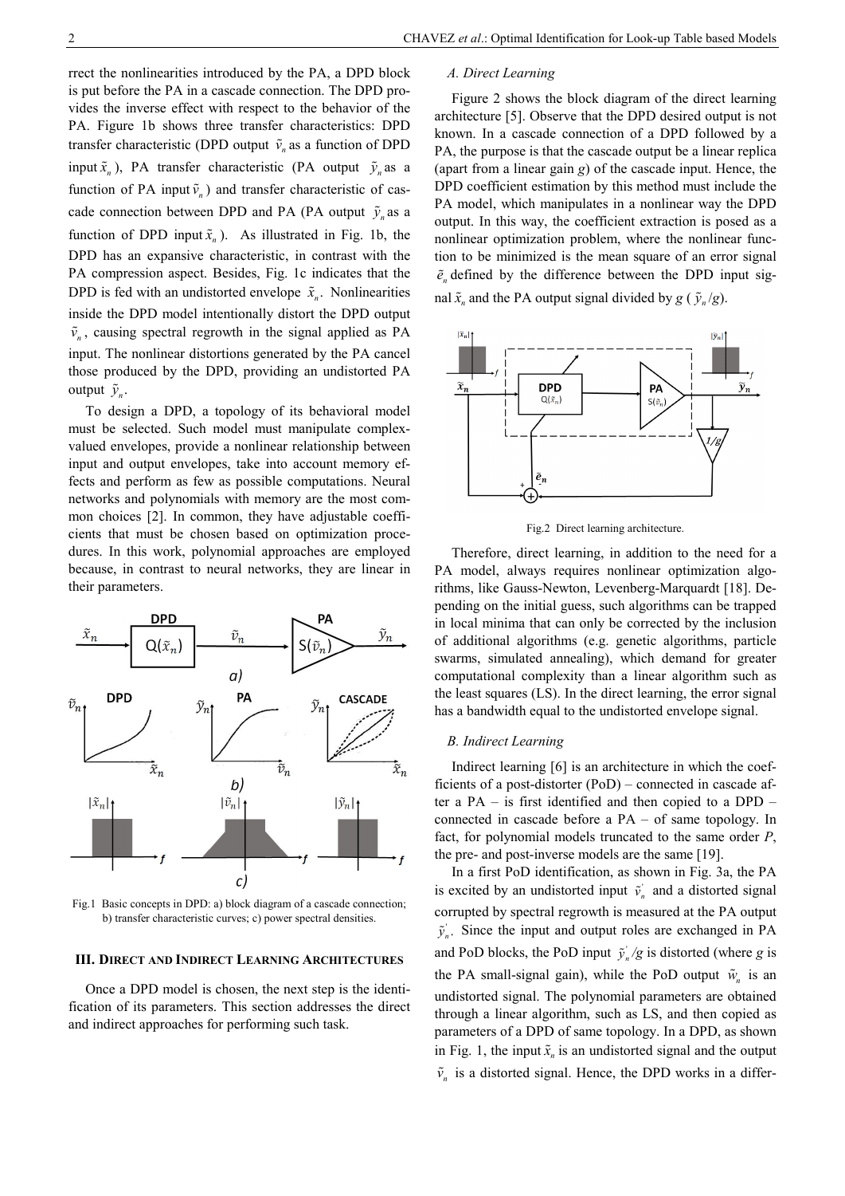rrect the nonlinearities introduced by the PA, a DPD block is put before the PA in a cascade connection. The DPD provides the inverse effect with respect to the behavior of the PA. Figure 1b shows three transfer characteristics: DPD transfer characteristic (DPD output $\tilde{v}_n$ as a function of DPD input $\tilde{x}_n$), PA transfer characteristic (PA output $\tilde{y}_n$ as a function of PA input $\tilde{v}_n$) and transfer characteristic of cascade connection between DPD and PA (PA output $\tilde{y}_n$ as a function of DPD input $\tilde{x}_n$). As illustrated in Fig. 1b, the DPD has an expansive characteristic, in contrast with the PA compression aspect. Besides, Fig. 1c indicates that the DPD is fed with an undistorted envelope $\tilde{x}_n$. Nonlinearities inside the DPD model intentionally distort the DPD output $\tilde{v}_n$, causing spectral regrowth in the signal applied as PA input. The nonlinear distortions generated by the PA cancel those produced by the DPD, providing an undistorted PA output $\tilde{y}_n$.

To design a DPD, a topology of its behavioral model must be selected. Such model must manipulate complex-valued envelopes, provide a nonlinear relationship between input and output envelopes, take into account memory effects and perform as few as possible computations. Neural networks and polynomials with memory are the most common choices [2]. In common, they have adjustable coefficients that must be chosen based on optimization procedures. In this work, polynomial approaches are employed because, in contrast to neural networks, they are linear in their parameters.

Fig.1 Basic concepts in DPD: a) block diagram of a cascade connection; b) transfer characteristic curves; c) power spectral densities.

## III. Direct and Indirect Learning Architectures

Once a DPD model is chosen, the next step is the identification of its parameters. This section addresses the direct and indirect approaches for performing such task.

### A. Direct Learning

Figure 2 shows the block diagram of the direct learning architecture [5]. Observe that the DPD desired output is not known. In a cascade connection of a DPD followed by a PA, the purpose is that the cascade output be a linear replica (apart from a linear gain $g$) of the cascade input. Hence, the DPD coefficient estimation by this method must include the PA model, which manipulates in a nonlinear way the DPD output. In this way, the coefficient extraction is posed as a nonlinear optimization problem, where the nonlinear function to be minimized is the mean square of an error signal $\tilde{e}_n$ defined by the difference between the DPD input signal $\tilde{x}_n$ and the PA output signal divided by $g$ ($\tilde{y}_n/g$).

Fig.2 Direct learning architecture.

Therefore, direct learning, in addition to the need for a PA model, always requires nonlinear optimization algorithms, like Gauss-Newton, Levenberg-Marquardt [18]. Depending on the initial guess, such algorithms can be trapped in local minima that can only be corrected by the inclusion of additional algorithms (e.g. genetic algorithms, particle swarms, simulated annealing), which demand for greater computational complexity than a linear algorithm such as the least squares (LS). In the direct learning, the error signal has a bandwidth equal to the undistorted envelope signal.

### B. Indirect Learning

Indirect learning [6] is an architecture in which the coefficients of a post-distorter (PoD) – connected in cascade after a PA – is first identified and then copied to a DPD – connected in cascade before a PA – of same topology. In fact, for polynomial models truncated to the same order $P$, the pre- and post-inverse models are the same [19].

In a first PoD identification, as shown in Fig. 3a, the PA is excited by an undistorted input $\tilde{v}_n^{'}$ and a distorted signal corrupted by spectral regrowth is measured at the PA output $\tilde{y}_n^{'}$. Since the input and output roles are exchanged in PA and PoD blocks, the PoD input $\tilde{y}_n^{'}/g$ is distorted (where $g$ is the PA small-signal gain), while the PoD output $\tilde{w}_n$ is an undistorted signal. The polynomial parameters are obtained through a linear algorithm, such as LS, and then copied as parameters of a DPD of same topology. In a DPD, as shown in Fig. 1, the input $\tilde{x}_n$ is an undistorted signal and the output $\tilde{v}_n$ is a distorted signal. Hence, the DPD works in a differ-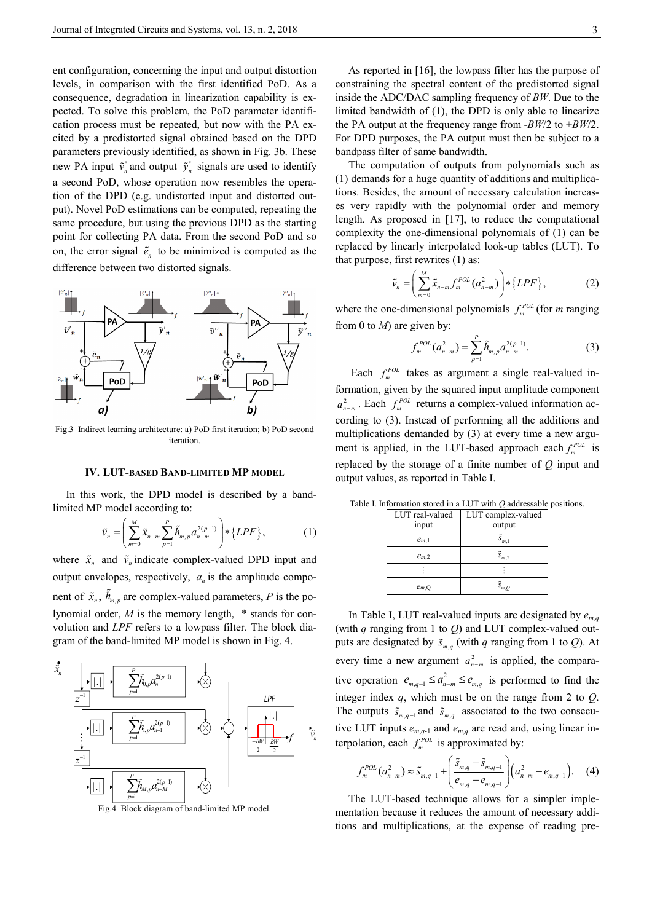ent configuration, concerning the input and output distortion levels, in comparison with the first identified PoD. As a consequence, degradation in linearization capability is expected. To solve this problem, the PoD parameter identification process must be repeated, but now with the PA excited by a predistorted signal obtained based on the DPD parameters previously identified, as shown in Fig. 3b. These new PA input $\tilde{v}_n^{*}$ and output $\tilde{y}_n^{*}$ signals are used to identify a second PoD, whose operation now resembles the operation of the DPD (e.g. undistorted input and distorted output). Novel PoD estimations can be computed, repeating the same procedure, but using the previous DPD as the starting point for collecting PA data. From the second PoD and so on, the error signal $\tilde{e}_n$ to be minimized is computed as the difference between two distorted signals.

Fig.3 Indirect learning architecture: a) PoD first iteration; b) PoD second iteration.

## IV. LUT-BASED BAND-LIMITED MP MODEL

In this work, the DPD model is described by a band-limited MP model according to:

$$\tilde{v}_n = \left( \sum_{m=0}^{M} \tilde{x}_{n-m} \sum_{p=1}^{P} \tilde{h}_{m,p} a_{n-m}^{2(p-1)} \right) * \{LPF\}, \qquad (1)$$

where $\tilde{x}_n$ and $\tilde{v}_n$ indicate complex-valued DPD input and output envelopes, respectively, $a_n$ is the amplitude component of $\tilde{x}_n$, $\tilde{h}_{m,p}$ are complex-valued parameters, $P$ is the polynomial order, $M$ is the memory length, * stands for convolution and $LPF$ refers to a lowpass filter. The block diagram of the band-limited MP model is shown in Fig. 4.

Fig.4 Block diagram of band-limited MP model.

As reported in [16], the lowpass filter has the purpose of constraining the spectral content of the predistorted signal inside the ADC/DAC sampling frequency of $BW$. Due to the limited bandwidth of (1), the DPD is only able to linearize the PA output at the frequency range from $-BW/2$ to $+BW/2$. For DPD purposes, the PA output must then be subject to a bandpass filter of same bandwidth.

The computation of outputs from polynomials such as (1) demands for a huge quantity of additions and multiplications. Besides, the amount of necessary calculation increases very rapidly with the polynomial order and memory length. As proposed in [17], to reduce the computational complexity the one-dimensional polynomials of (1) can be replaced by linearly interpolated look-up tables (LUT). To that purpose, first rewrites (1) as:

$$\tilde{v}_n = \left( \sum_{m=0}^{M} \tilde{x}_{n-m} f_m^{POL}(a_{n-m}^2) \right) * \{LPF\}, \qquad (2)$$

where the one-dimensional polynomials $f_m^{POL}$ (for $m$ ranging from 0 to $M$) are given by:

$$f_m^{POL}(a_{n-m}^2) = \sum_{p=1}^{P} \tilde{h}_{m,p} a_{n-m}^{2(p-1)}. \qquad (3)$$

Each $f_m^{POL}$ takes as argument a single real-valued information, given by the squared input amplitude component $a_{n-m}^2$. Each $f_m^{POL}$ returns a complex-valued information according to (3). Instead of performing all the additions and multiplications demanded by (3) at every time a new argument is applied, in the LUT-based approach each $f_m^{POL}$ is replaced by the storage of a finite number of $Q$ input and output values, as reported in Table I.

Table I. Information stored in a LUT with $Q$ addressable positions.

| LUT real-valued input | LUT complex-valued output |
|---|---|
| $e_{m,1}$ | $\tilde{s}_{m,1}$ |
| $e_{m,2}$ | $\tilde{s}_{m,2}$ |
| $\vdots$ | $\vdots$ |
| $e_{m,Q}$ | $\tilde{s}_{m,Q}$ |

In Table I, LUT real-valued inputs are designated by $e_{m,q}$ (with $q$ ranging from 1 to $Q$) and LUT complex-valued outputs are designated by $\tilde{s}_{m,q}$ (with $q$ ranging from 1 to $Q$). At every time a new argument $a_{n-m}^2$ is applied, the comparative operation $e_{m,q-1} \le a_{n-m}^2 \le e_{m,q}$ is performed to find the integer index $q$, which must be on the range from 2 to $Q$. The outputs $\tilde{s}_{m,q-1}$ and $\tilde{s}_{m,q}$ associated to the two consecutive LUT inputs $e_{m,q-1}$ and $e_{m,q}$ are read and, using linear interpolation, each $f_m^{POL}$ is approximated by:

$$f_m^{POL}(a_{n-m}^2) \approx \tilde{s}_{m,q-1} + \left( \frac{\tilde{s}_{m,q} - \tilde{s}_{m,q-1}}{e_{m,q} - e_{m,q-1}} \right) \left( a_{n-m}^2 - e_{m,q-1} \right). \qquad (4)$$

The LUT-based technique allows for a simpler implementation because it reduces the amount of necessary additions and multiplications, at the expense of reading pre-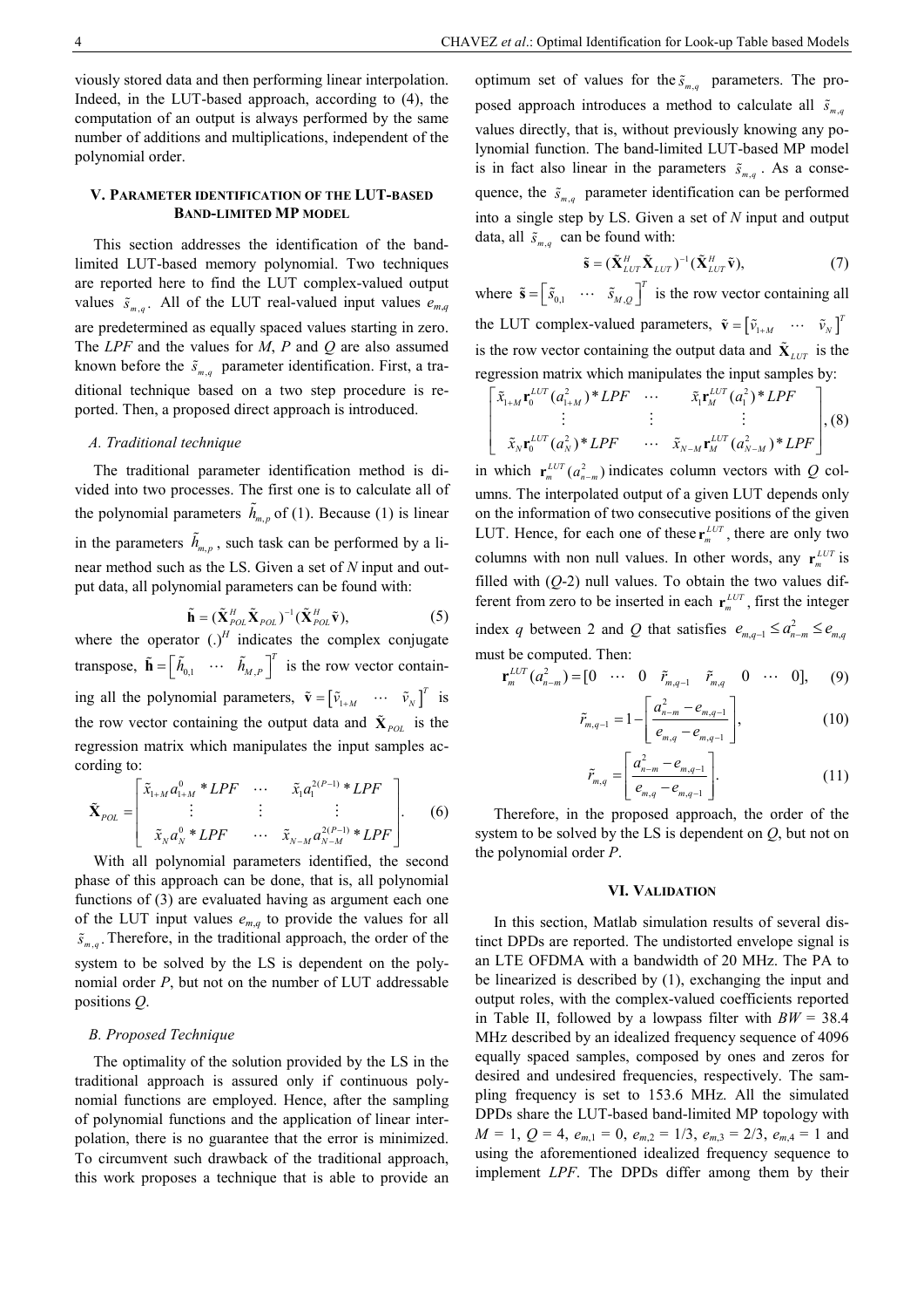viously stored data and then performing linear interpolation. Indeed, in the LUT-based approach, according to (4), the computation of an output is always performed by the same number of additions and multiplications, independent of the polynomial order.

## V. Parameter identification of the LUT-based Band-limited MP model

This section addresses the identification of the band-limited LUT-based memory polynomial. Two techniques are reported here to find the LUT complex-valued output values $\tilde{s}_{m,q}$. All of the LUT real-valued input values $e_{m,q}$ are predetermined as equally spaced values starting in zero. The *LPF* and the values for *M*, *P* and *Q* are also assumed known before the $\tilde{s}_{m,q}$ parameter identification. First, a traditional technique based on a two step procedure is reported. Then, a proposed direct approach is introduced.

### A. Traditional technique

The traditional parameter identification method is divided into two processes. The first one is to calculate all of the polynomial parameters $\tilde{h}_{m,p}$ of (1). Because (1) is linear in the parameters $\tilde{h}_{m,p}$, such task can be performed by a linear method such as the LS. Given a set of *N* input and output data, all polynomial parameters can be found with:

$$\tilde{\mathbf{h}} = (\tilde{\mathbf{X}}_{POL}^H \tilde{\mathbf{X}}_{POL})^{-1} (\tilde{\mathbf{X}}_{POL}^H \tilde{\mathbf{v}}), \tag{5}$$

where the operator $(.)^H$ indicates the complex conjugate transpose, $\tilde{\mathbf{h}} = \begin{bmatrix} \tilde{h}_{0,1} & \cdots & \tilde{h}_{M,P} \end{bmatrix}^T$ is the row vector containing all the polynomial parameters, $\tilde{\mathbf{v}} = \begin{bmatrix} \tilde{v}_{1+M} & \cdots & \tilde{v}_N \end{bmatrix}^T$ is the row vector containing the output data and $\tilde{\mathbf{X}}_{POL}$ is the regression matrix which manipulates the input samples according to:

$$\tilde{\mathbf{X}}_{POL} = \begin{bmatrix} \tilde{x}_{1+M} a_{1+M}^0 * LPF & \cdots & \tilde{x}_1 a_1^{2(P-1)} * LPF \\ \vdots & \vdots & \vdots \\ \tilde{x}_N a_N^0 * LPF & \cdots & \tilde{x}_{N-M} a_{N-M}^{2(P-1)} * LPF \end{bmatrix}. \tag{6}$$

With all polynomial parameters identified, the second phase of this approach can be done, that is, all polynomial functions of (3) are evaluated having as argument each one of the LUT input values $e_{m,q}$ to provide the values for all $\tilde{s}_{m,q}$. Therefore, in the traditional approach, the order of the system to be solved by the LS is dependent on the polynomial order *P*, but not on the number of LUT addressable positions *Q*.

### B. Proposed Technique

The optimality of the solution provided by the LS in the traditional approach is assured only if continuous polynomial functions are employed. Hence, after the sampling of polynomial functions and the application of linear interpolation, there is no guarantee that the error is minimized. To circumvent such drawback of the traditional approach, this work proposes a technique that is able to provide an optimum set of values for the $\tilde{s}_{m,q}$ parameters. The proposed approach introduces a method to calculate all $\tilde{s}_{m,q}$ values directly, that is, without previously knowing any polynomial function. The band-limited LUT-based MP model is in fact also linear in the parameters $\tilde{s}_{m,q}$. As a consequence, the $\tilde{s}_{m,q}$ parameter identification can be performed into a single step by LS. Given a set of *N* input and output data, all $\tilde{s}_{m,q}$ can be found with:

$$\tilde{\mathbf{s}} = (\tilde{\mathbf{X}}_{LUT}^H \tilde{\mathbf{X}}_{LUT})^{-1} (\tilde{\mathbf{X}}_{LUT}^H \tilde{\mathbf{v}}), \tag{7}$$

where $\tilde{\mathbf{s}} = \begin{bmatrix} \tilde{s}_{0,1} & \cdots & \tilde{s}_{M,Q} \end{bmatrix}^T$ is the row vector containing all the LUT complex-valued parameters, $\tilde{\mathbf{v}} = \begin{bmatrix} \tilde{v}_{1+M} & \cdots & \tilde{v}_N \end{bmatrix}^T$ is the row vector containing the output data and $\tilde{\mathbf{X}}_{LUT}$ is the regression matrix which manipulates the input samples by:

$$\begin{bmatrix} \tilde{x}_{1+M} \mathbf{r}_0^{LUT}(a_{1+M}^2) * LPF & \cdots & \tilde{x}_1 \mathbf{r}_M^{LUT}(a_1^2) * LPF \\ \vdots & \vdots & \vdots \\ \tilde{x}_N \mathbf{r}_0^{LUT}(a_N^2) * LPF & \cdots & \tilde{x}_{N-M} \mathbf{r}_M^{LUT}(a_{N-M}^2) * LPF \end{bmatrix}, \tag{8}$$

in which $\mathbf{r}_m^{LUT}(a_{n-m}^2)$ indicates column vectors with *Q* columns. The interpolated output of a given LUT depends only on the information of two consecutive positions of the given LUT. Hence, for each one of these $\mathbf{r}_m^{LUT}$, there are only two columns with non null values. In other words, any $\mathbf{r}_m^{LUT}$ is filled with (*Q*-2) null values. To obtain the two values different from zero to be inserted in each $\mathbf{r}_m^{LUT}$, first the integer index *q* between 2 and *Q* that satisfies $e_{m,q-1} \le a_{n-m}^2 \le e_{m,q}$ must be computed. Then:

$$\mathbf{r}_m^{LUT}(a_{n-m}^2) = [0 \quad \cdots \quad 0 \quad \tilde{r}_{m,q-1} \quad \tilde{r}_{m,q} \quad 0 \quad \cdots \quad 0], \tag{9}$$

$$\tilde{r}_{m,q-1} = 1 - \left[ \frac{a_{n-m}^2 - e_{m,q-1}}{e_{m,q} - e_{m,q-1}} \right], \tag{10}$$

$$\tilde{r}_{m,q} = \left[ \frac{a_{n-m}^2 - e_{m,q-1}}{e_{m,q} - e_{m,q-1}} \right]. \tag{11}$$

Therefore, in the proposed approach, the order of the system to be solved by the LS is dependent on *Q*, but not on the polynomial order *P*.

## VI. Validation

In this section, Matlab simulation results of several distinct DPDs are reported. The undistorted envelope signal is an LTE OFDMA with a bandwidth of 20 MHz. The PA to be linearized is described by (1), exchanging the input and output roles, with the complex-valued coefficients reported in Table II, followed by a lowpass filter with *BW* = 38.4 MHz described by an idealized frequency sequence of 4096 equally spaced samples, composed by ones and zeros for desired and undesired frequencies, respectively. The sampling frequency is set to 153.6 MHz. All the simulated DPDs share the LUT-based band-limited MP topology with *M* = 1, *Q* = 4, $e_{m,1} = 0$, $e_{m,2} = 1/3$, $e_{m,3} = 2/3$, $e_{m,4} = 1$ and using the aforementioned idealized frequency sequence to implement *LPF*. The DPDs differ among them by their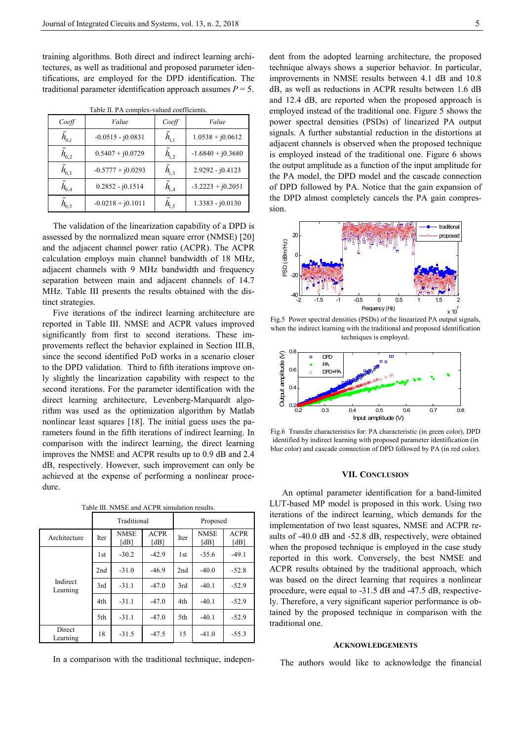training algorithms. Both direct and indirect learning architectures, as well as traditional and proposed parameter identifications, are employed for the DPD identification. The traditional parameter identification approach assumes $P = 5$.

Table II. PA complex-valued coefficients.

| *Coeff* | *Value* | *Coeff* | *Value* |
|---|---|---|---|
| $\tilde{h}_{0,1}$ | -0.0515 - j0.0831 | $\tilde{h}_{1,1}$ | 1.0538 + j0.0612 |
| $\tilde{h}_{0,2}$ | 0.5407 + j0.0729 | $\tilde{h}_{1,2}$ | -1.6840 + j0.3680 |
| $\tilde{h}_{0,3}$ | -0.5777 + j0.0293 | $\tilde{h}_{1,3}$ | 2.9292 - j0.4123 |
| $\tilde{h}_{0,4}$ | 0.2852 - j0.1514 | $\tilde{h}_{1,4}$ | -3.2223 + j0.2051 |
| $\tilde{h}_{0,5}$ | -0.0218 + j0.1011 | $\tilde{h}_{1,5}$ | 1.3383 - j0.0130 |

The validation of the linearization capability of a DPD is assessed by the normalized mean square error (NMSE) [20] and the adjacent channel power ratio (ACPR). The ACPR calculation employs main channel bandwidth of 18 MHz, adjacent channels with 9 MHz bandwidth and frequency separation between main and adjacent channels of 14.7 MHz. Table III presents the results obtained with the distinct strategies.

Five iterations of the indirect learning architecture are reported in Table III. NMSE and ACPR values improved significantly from first to second iterations. These improvements reflect the behavior explained in Section III.B, since the second identified PoD works in a scenario closer to the DPD validation. Third to fifth iterations improve only slightly the linearization capability with respect to the second iterations. For the parameter identification with the direct learning architecture, Levenberg-Marquardt algorithm was used as the optimization algorithm by Matlab nonlinear least squares [18]. The initial guess uses the parameters found in the fifth iterations of indirect learning. In comparison with the indirect learning, the direct learning improves the NMSE and ACPR results up to 0.9 dB and 2.4 dB, respectively. However, such improvement can only be achieved at the expense of performing a nonlinear procedure.

Table III. NMSE and ACPR simulation results.

| | Traditional | | | Proposed | | |
|---|---|---|---|---|---|---|
| Architecture | Iter | NMSE [dB] | ACPR [dB] | Iter | NMSE [dB] | ACPR [dB] |
| Indirect Learning | 1st | -30.2 | -42.9 | 1st | -35.6 | -49.1 |
| | 2nd | -31.0 | -46.9 | 2nd | -40.0 | -52.8 |
| | 3rd | -31.1 | -47.0 | 3rd | -40.1 | -52.9 |
| | 4th | -31.1 | -47.0 | 4th | -40.1 | -52.9 |
| | 5th | -31.1 | -47.0 | 5th | -40.1 | -52.9 |
| Direct Learning | 18 | -31.5 | -47.5 | 15 | -41.0 | -55.3 |

In a comparison with the traditional technique, independent from the adopted learning architecture, the proposed technique always shows a superior behavior. In particular, improvements in NMSE results between 4.1 dB and 10.8 dB, as well as reductions in ACPR results between 1.6 dB and 12.4 dB, are reported when the proposed approach is employed instead of the traditional one. Figure 5 shows the power spectral densities (PSDs) of linearized PA output signals. A further substantial reduction in the distortions at adjacent channels is observed when the proposed technique is employed instead of the traditional one. Figure 6 shows the output amplitude as a function of the input amplitude for the PA model, the DPD model and the cascade connection of DPD followed by PA. Notice that the gain expansion of the DPD almost completely cancels the PA gain compression.

Fig.5 Power spectral densities (PSDs) of the linearized PA output signals, when the indirect learning with the traditional and proposed identification techniques is employed.

Fig.6 Transfer characteristics for: PA characteristic (in green color), DPD identified by indirect learning with proposed parameter identification (in blue color) and cascade connection of DPD followed by PA (in red color).

## VII. Conclusion

An optimal parameter identification for a band-limited LUT-based MP model is proposed in this work. Using two iterations of the indirect learning, which demands for the implementation of two least squares, NMSE and ACPR results of -40.0 dB and -52.8 dB, respectively, were obtained when the proposed technique is employed in the case study reported in this work. Conversely, the best NMSE and ACPR results obtained by the traditional approach, which was based on the direct learning that requires a nonlinear procedure, were equal to -31.5 dB and -47.5 dB, respectively. Therefore, a very significant superior performance is obtained by the proposed technique in comparison with the traditional one.

## Acknowledgements

The authors would like to acknowledge the financial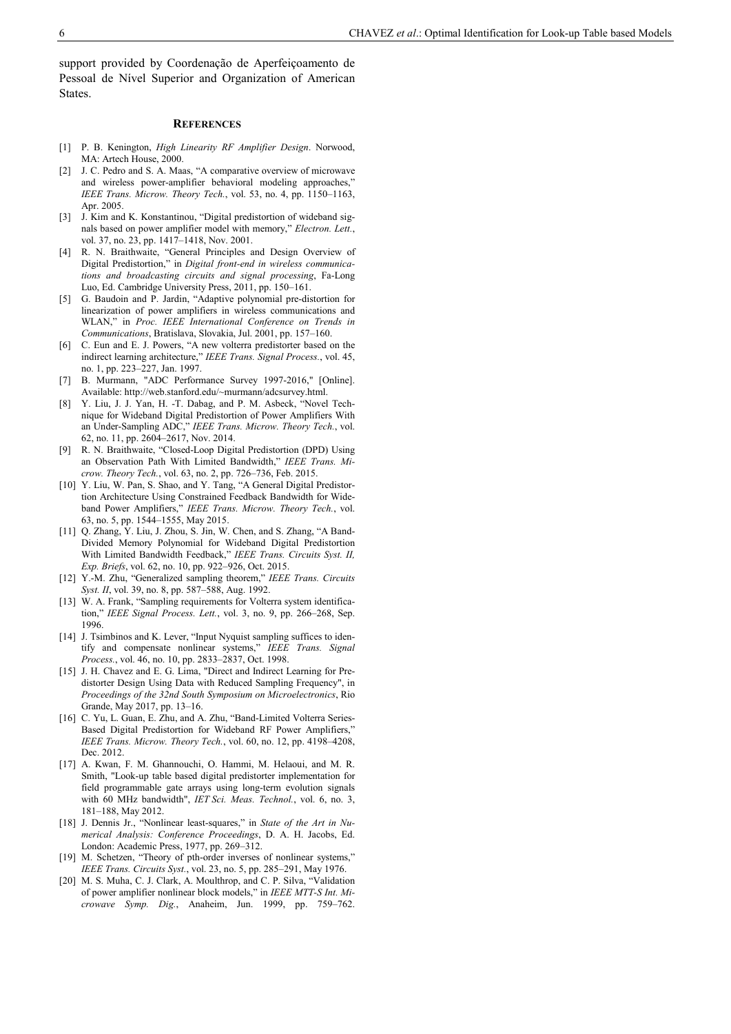support provided by Coordenação de Aperfeiçoamento de Pessoal de Nível Superior and Organization of American States.

## REFERENCES

[1] P. B. Kenington, *High Linearity RF Amplifier Design*. Norwood, MA: Artech House, 2000.

[2] J. C. Pedro and S. A. Maas, "A comparative overview of microwave and wireless power-amplifier behavioral modeling approaches," *IEEE Trans. Microw. Theory Tech.*, vol. 53, no. 4, pp. 1150–1163, Apr. 2005.

[3] J. Kim and K. Konstantinou, "Digital predistortion of wideband signals based on power amplifier model with memory," *Electron. Lett.*, vol. 37, no. 23, pp. 1417–1418, Nov. 2001.

[4] R. N. Braithwaite, "General Principles and Design Overview of Digital Predistortion," in *Digital front-end in wireless communications and broadcasting circuits and signal processing*, Fa-Long Luo, Ed. Cambridge University Press, 2011, pp. 150–161.

[5] G. Baudoin and P. Jardin, "Adaptive polynomial pre-distortion for linearization of power amplifiers in wireless communications and WLAN," in *Proc. IEEE International Conference on Trends in Communications*, Bratislava, Slovakia, Jul. 2001, pp. 157–160.

[6] C. Eun and E. J. Powers, "A new volterra predistorter based on the indirect learning architecture," *IEEE Trans. Signal Process.*, vol. 45, no. 1, pp. 223–227, Jan. 1997.

[7] B. Murmann, "ADC Performance Survey 1997-2016," [Online]. Available: http://web.stanford.edu/~murmann/adcsurvey.html.

[8] Y. Liu, J. J. Yan, H. -T. Dabag, and P. M. Asbeck, "Novel Technique for Wideband Digital Predistortion of Power Amplifiers With an Under-Sampling ADC," *IEEE Trans. Microw. Theory Tech.*, vol. 62, no. 11, pp. 2604–2617, Nov. 2014.

[9] R. N. Braithwaite, "Closed-Loop Digital Predistortion (DPD) Using an Observation Path With Limited Bandwidth," *IEEE Trans. Microw. Theory Tech.*, vol. 63, no. 2, pp. 726–736, Feb. 2015.

[10] Y. Liu, W. Pan, S. Shao, and Y. Tang, "A General Digital Predistortion Architecture Using Constrained Feedback Bandwidth for Wideband Power Amplifiers," *IEEE Trans. Microw. Theory Tech.*, vol. 63, no. 5, pp. 1544–1555, May 2015.

[11] Q. Zhang, Y. Liu, J. Zhou, S. Jin, W. Chen, and S. Zhang, "A Band-Divided Memory Polynomial for Wideband Digital Predistortion With Limited Bandwidth Feedback," *IEEE Trans. Circuits Syst. II, Exp. Briefs*, vol. 62, no. 10, pp. 922–926, Oct. 2015.

[12] Y.-M. Zhu, "Generalized sampling theorem," *IEEE Trans. Circuits Syst. II*, vol. 39, no. 8, pp. 587–588, Aug. 1992.

[13] W. A. Frank, "Sampling requirements for Volterra system identification," *IEEE Signal Process. Lett.*, vol. 3, no. 9, pp. 266–268, Sep. 1996.

[14] J. Tsimbinos and K. Lever, "Input Nyquist sampling suffices to identify and compensate nonlinear systems," *IEEE Trans. Signal Process.*, vol. 46, no. 10, pp. 2833–2837, Oct. 1998.

[15] J. H. Chavez and E. G. Lima, "Direct and Indirect Learning for Predistorter Design Using Data with Reduced Sampling Frequency", in *Proceedings of the 32nd South Symposium on Microelectronics*, Rio Grande, May 2017, pp. 13–16.

[16] C. Yu, L. Guan, E. Zhu, and A. Zhu, "Band-Limited Volterra Series-Based Digital Predistortion for Wideband RF Power Amplifiers," *IEEE Trans. Microw. Theory Tech.*, vol. 60, no. 12, pp. 4198–4208, Dec. 2012.

[17] A. Kwan, F. M. Ghannouchi, O. Hammi, M. Helaoui, and M. R. Smith, "Look-up table based digital predistorter implementation for field programmable gate arrays using long-term evolution signals with 60 MHz bandwidth", *IET Sci. Meas. Technol.*, vol. 6, no. 3, 181–188, May 2012.

[18] J. Dennis Jr., "Nonlinear least-squares," in *State of the Art in Numerical Analysis: Conference Proceedings*, D. A. H. Jacobs, Ed. London: Academic Press, 1977, pp. 269–312.

[19] M. Schetzen, "Theory of pth-order inverses of nonlinear systems," *IEEE Trans. Circuits Syst.*, vol. 23, no. 5, pp. 285–291, May 1976.

[20] M. S. Muha, C. J. Clark, A. Moulthrop, and C. P. Silva, "Validation of power amplifier nonlinear block models," in *IEEE MTT-S Int. Microwave Symp. Dig.*, Anaheim, Jun. 1999, pp. 759–762.